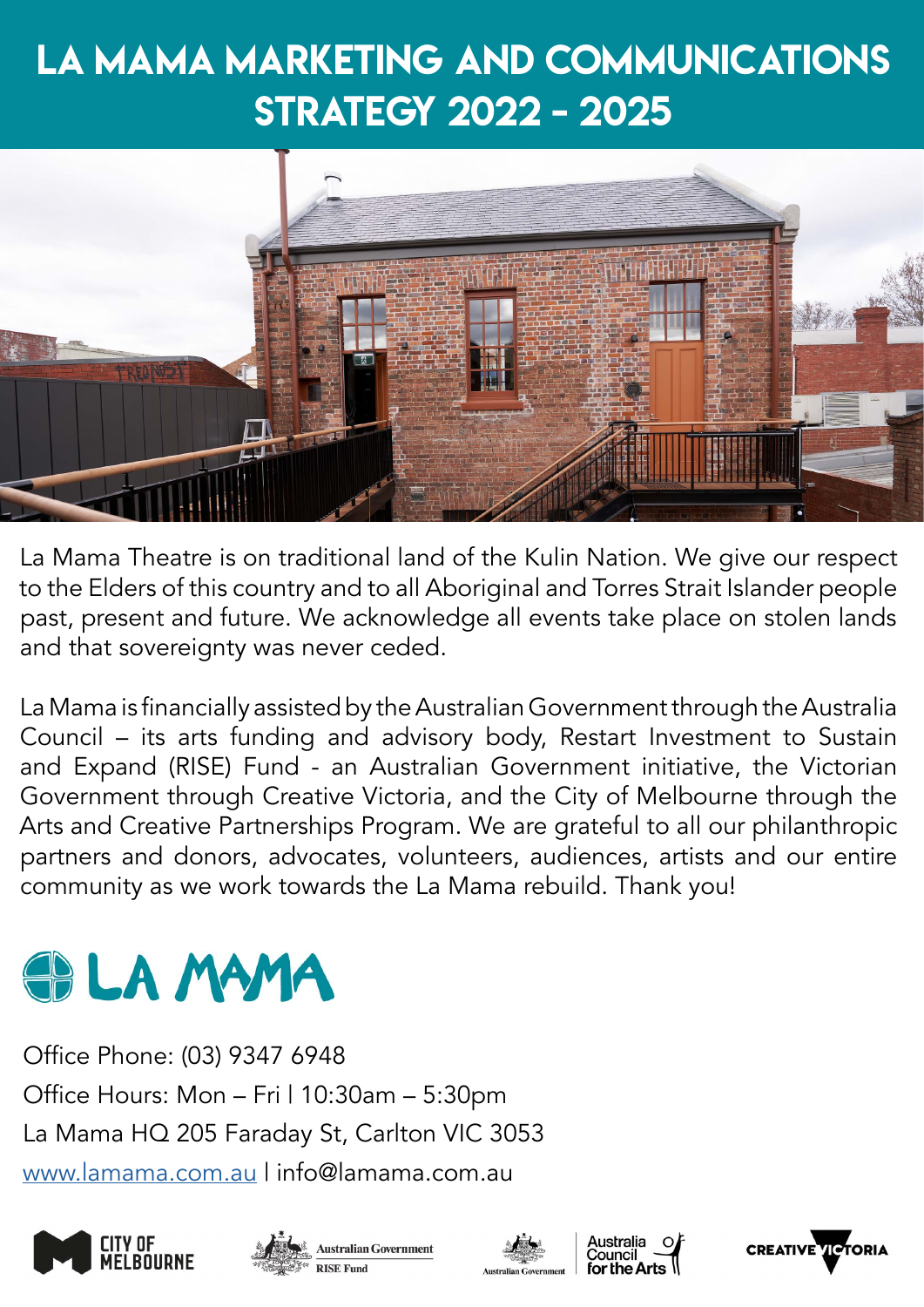# LA MAMA MARKETING AND COMMUNICATIONS STRATEGY 2022 - 2025

La Mama Theatre is on traditional land of the Kulin Nation. We give our respect to the Elders of this country and to all Aboriginal and Torres Strait Islander people past, present and future. We acknowledge all events take place on stolen lands and that sovereignty was never ceded.

La Mama is financially assisted by the Australian Government through the Australia Council – its arts funding and advisory body, Restart Investment to Sustain and Expand (RISE) Fund - an Australian Government initiative, the Victorian Government through Creative Victoria, and the City of Melbourne through the Arts and Creative Partnerships Program. We are grateful to all our philanthropic partners and donors, advocates, volunteers, audiences, artists and our entire community as we work towards the La Mama rebuild. Thank you!

LA MAMA

Office Phone: (03) 9347 6948

Office Hours: Mon – Fri | 10:30am – 5:30pm

La Mama HQ 205 Faraday St, Carlton VIC 3053

www.lamama.com.au | info@lamama.com.au

CITY OF MELBOURNE | Australian Government RISE Fund | Australian Government Australia Council for the Arts | CREATIVE VICTORIA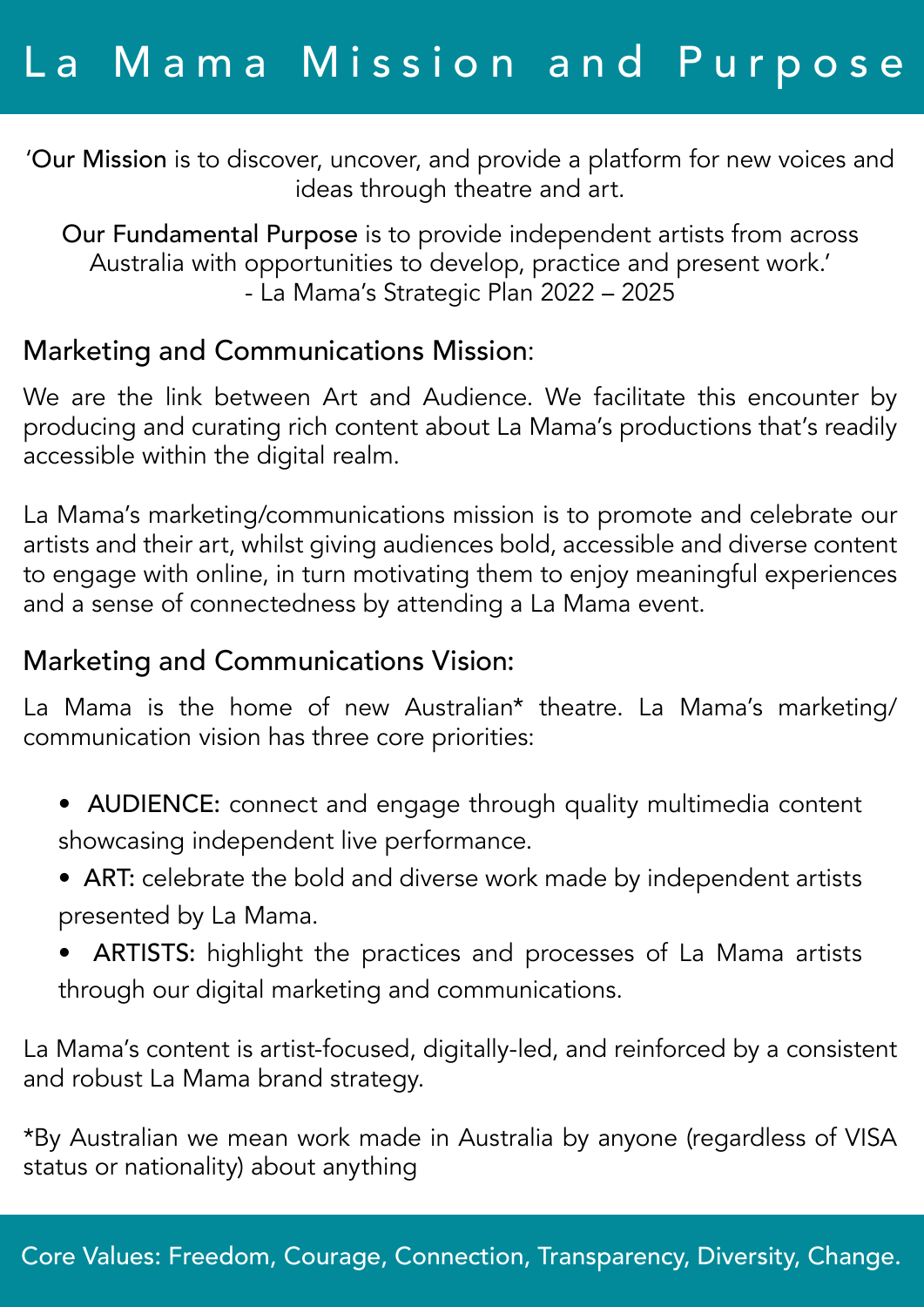# La Mama Mission and Purpose

'**Our Mission** is to discover, uncover, and provide a platform for new voices and ideas through theatre and art.

**Our Fundamental Purpose** is to provide independent artists from across Australia with opportunities to develop, practice and present work.'
- La Mama's Strategic Plan 2022 – 2025

## Marketing and Communications Mission:

We are the link between Art and Audience. We facilitate this encounter by producing and curating rich content about La Mama's productions that's readily accessible within the digital realm.

La Mama's marketing/communications mission is to promote and celebrate our artists and their art, whilst giving audiences bold, accessible and diverse content to engage with online, in turn motivating them to enjoy meaningful experiences and a sense of connectedness by attending a La Mama event.

## Marketing and Communications Vision:

La Mama is the home of new Australian* theatre. La Mama's marketing/ communication vision has three core priorities:

- **AUDIENCE:** connect and engage through quality multimedia content showcasing independent live performance.
- **ART:** celebrate the bold and diverse work made by independent artists presented by La Mama.
- **ARTISTS:** highlight the practices and processes of La Mama artists through our digital marketing and communications.

La Mama's content is artist-focused, digitally-led, and reinforced by a consistent and robust La Mama brand strategy.

*By Australian we mean work made in Australia by anyone (regardless of VISA status or nationality) about anything

Core Values: Freedom, Courage, Connection, Transparency, Diversity, Change.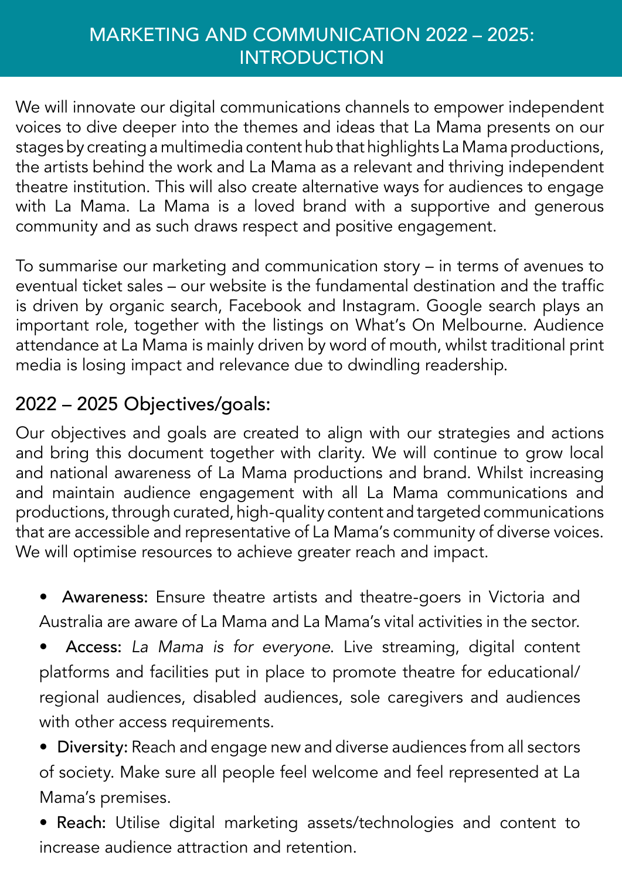# MARKETING AND COMMUNICATION 2022 – 2025: INTRODUCTION

We will innovate our digital communications channels to empower independent voices to dive deeper into the themes and ideas that La Mama presents on our stages by creating a multimedia content hub that highlights La Mama productions, the artists behind the work and La Mama as a relevant and thriving independent theatre institution. This will also create alternative ways for audiences to engage with La Mama. La Mama is a loved brand with a supportive and generous community and as such draws respect and positive engagement.

To summarise our marketing and communication story – in terms of avenues to eventual ticket sales – our website is the fundamental destination and the traffic is driven by organic search, Facebook and Instagram. Google search plays an important role, together with the listings on What's On Melbourne. Audience attendance at La Mama is mainly driven by word of mouth, whilst traditional print media is losing impact and relevance due to dwindling readership.

## 2022 – 2025 Objectives/goals:

Our objectives and goals are created to align with our strategies and actions and bring this document together with clarity. We will continue to grow local and national awareness of La Mama productions and brand. Whilst increasing and maintain audience engagement with all La Mama communications and productions, through curated, high-quality content and targeted communications that are accessible and representative of La Mama's community of diverse voices. We will optimise resources to achieve greater reach and impact.

- **Awareness:** Ensure theatre artists and theatre-goers in Victoria and Australia are aware of La Mama and La Mama's vital activities in the sector.
- **Access:** *La Mama is for everyone*. Live streaming, digital content platforms and facilities put in place to promote theatre for educational/ regional audiences, disabled audiences, sole caregivers and audiences with other access requirements.
- **Diversity:** Reach and engage new and diverse audiences from all sectors of society. Make sure all people feel welcome and feel represented at La Mama's premises.
- **Reach:** Utilise digital marketing assets/technologies and content to increase audience attraction and retention.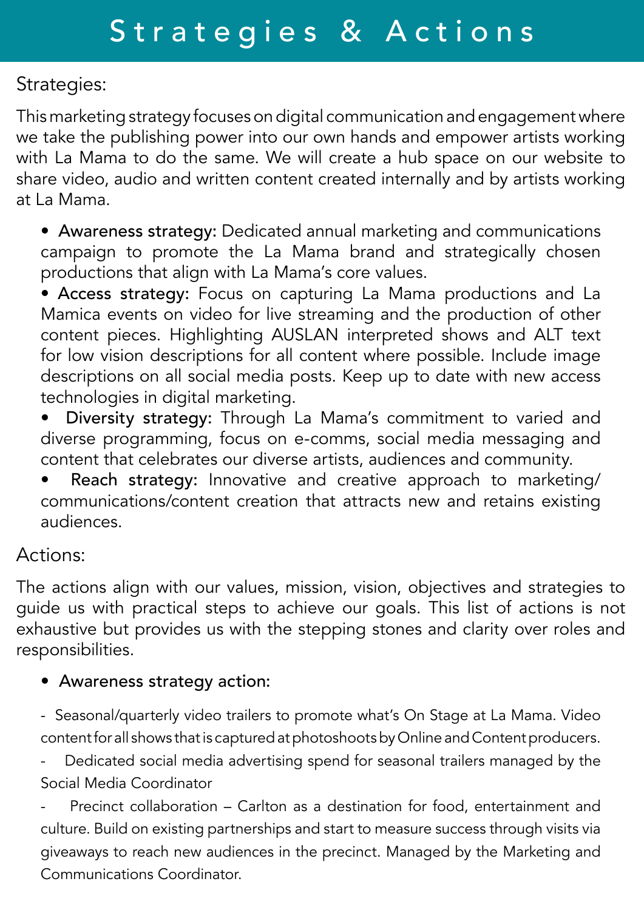# Strategies & Actions

## Strategies:

This marketing strategy focuses on digital communication and engagement where we take the publishing power into our own hands and empower artists working with La Mama to do the same. We will create a hub space on our website to share video, audio and written content created internally and by artists working at La Mama.

- **Awareness strategy:** Dedicated annual marketing and communications campaign to promote the La Mama brand and strategically chosen productions that align with La Mama's core values.
- **Access strategy:** Focus on capturing La Mama productions and La Mamica events on video for live streaming and the production of other content pieces. Highlighting AUSLAN interpreted shows and ALT text for low vision descriptions for all content where possible. Include image descriptions on all social media posts. Keep up to date with new access technologies in digital marketing.
- **Diversity strategy:** Through La Mama's commitment to varied and diverse programming, focus on e-comms, social media messaging and content that celebrates our diverse artists, audiences and community.
- **Reach strategy:** Innovative and creative approach to marketing/communications/content creation that attracts new and retains existing audiences.

## Actions:

The actions align with our values, mission, vision, objectives and strategies to guide us with practical steps to achieve our goals. This list of actions is not exhaustive but provides us with the stepping stones and clarity over roles and responsibilities.

- Awareness strategy action:

- Seasonal/quarterly video trailers to promote what's On Stage at La Mama. Video content for all shows that is captured at photoshoots by Online and Content producers.
- Dedicated social media advertising spend for seasonal trailers managed by the Social Media Coordinator
- Precinct collaboration – Carlton as a destination for food, entertainment and culture. Build on existing partnerships and start to measure success through visits via giveaways to reach new audiences in the precinct. Managed by the Marketing and Communications Coordinator.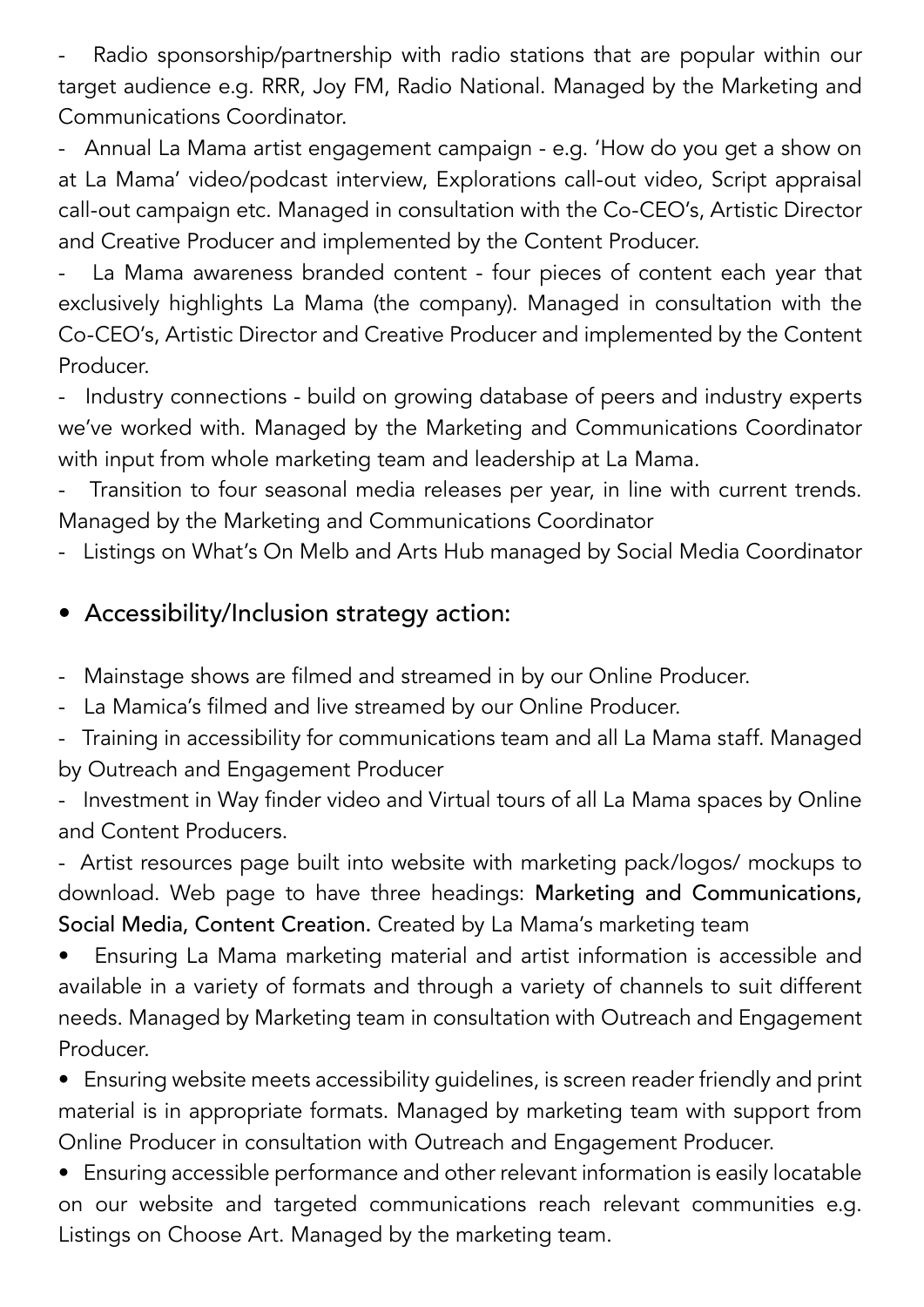- Radio sponsorship/partnership with radio stations that are popular within our target audience e.g. RRR, Joy FM, Radio National. Managed by the Marketing and Communications Coordinator.
- Annual La Mama artist engagement campaign - e.g. 'How do you get a show on at La Mama' video/podcast interview, Explorations call-out video, Script appraisal call-out campaign etc. Managed in consultation with the Co-CEO's, Artistic Director and Creative Producer and implemented by the Content Producer.
- La Mama awareness branded content - four pieces of content each year that exclusively highlights La Mama (the company). Managed in consultation with the Co-CEO's, Artistic Director and Creative Producer and implemented by the Content Producer.
- Industry connections - build on growing database of peers and industry experts we've worked with. Managed by the Marketing and Communications Coordinator with input from whole marketing team and leadership at La Mama.
- Transition to four seasonal media releases per year, in line with current trends. Managed by the Marketing and Communications Coordinator
- Listings on What's On Melb and Arts Hub managed by Social Media Coordinator

- Accessibility/Inclusion strategy action:

- Mainstage shows are filmed and streamed in by our Online Producer.
- La Mamica's filmed and live streamed by our Online Producer.
- Training in accessibility for communications team and all La Mama staff. Managed by Outreach and Engagement Producer
- Investment in Way finder video and Virtual tours of all La Mama spaces by Online and Content Producers.
- Artist resources page built into website with marketing pack/logos/ mockups to download. Web page to have three headings: Marketing and Communications, Social Media, Content Creation. Created by La Mama's marketing team

- Ensuring La Mama marketing material and artist information is accessible and available in a variety of formats and through a variety of channels to suit different needs. Managed by Marketing team in consultation with Outreach and Engagement Producer.
- Ensuring website meets accessibility guidelines, is screen reader friendly and print material is in appropriate formats. Managed by marketing team with support from Online Producer in consultation with Outreach and Engagement Producer.
- Ensuring accessible performance and other relevant information is easily locatable on our website and targeted communications reach relevant communities e.g. Listings on Choose Art. Managed by the marketing team.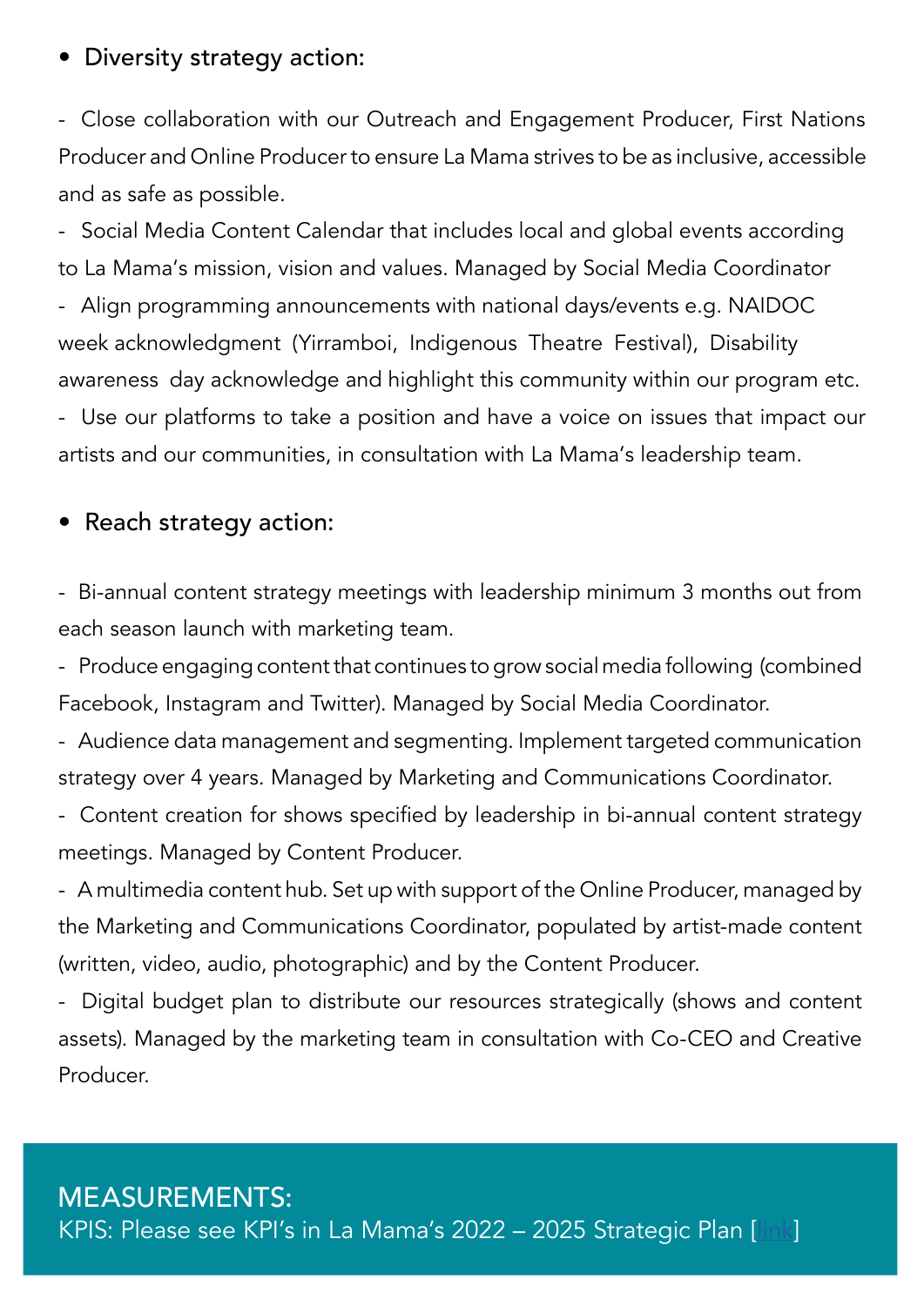- **Diversity strategy action:**

- Close collaboration with our Outreach and Engagement Producer, First Nations Producer and Online Producer to ensure La Mama strives to be as inclusive, accessible and as safe as possible.
- Social Media Content Calendar that includes local and global events according to La Mama's mission, vision and values. Managed by Social Media Coordinator
- Align programming announcements with national days/events e.g. NAIDOC week acknowledgment (Yirramboi, Indigenous Theatre Festival), Disability awareness day acknowledge and highlight this community within our program etc.
- Use our platforms to take a position and have a voice on issues that impact our artists and our communities, in consultation with La Mama's leadership team.

- **Reach strategy action:**

- Bi-annual content strategy meetings with leadership minimum 3 months out from each season launch with marketing team.
- Produce engaging content that continues to grow social media following (combined Facebook, Instagram and Twitter). Managed by Social Media Coordinator.
- Audience data management and segmenting. Implement targeted communication strategy over 4 years. Managed by Marketing and Communications Coordinator.
- Content creation for shows specified by leadership in bi-annual content strategy meetings. Managed by Content Producer.
- A multimedia content hub. Set up with support of the Online Producer, managed by the Marketing and Communications Coordinator, populated by artist-made content (written, video, audio, photographic) and by the Content Producer.
- Digital budget plan to distribute our resources strategically (shows and content assets). Managed by the marketing team in consultation with Co-CEO and Creative Producer.

## MEASUREMENTS:

KPIS: Please see KPI's in La Mama's 2022 – 2025 Strategic Plan [link]